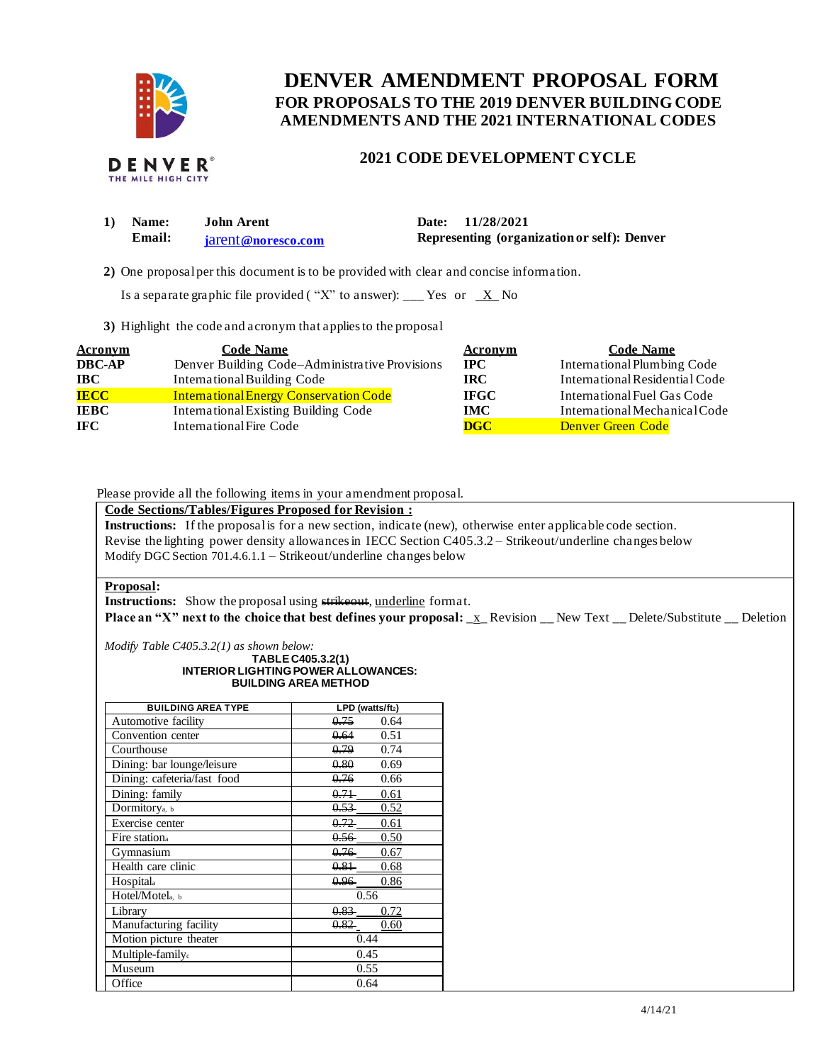# DENVER AMENDMENT PROPOSAL FORM

## FOR PROPOSALS TO THE 2019 DENVER BUILDING CODE AMENDMENTS AND THE 2021 INTERNATIONAL CODES

### 2021 CODE DEVELOPMENT CYCLE

**1) Name:** John Arent  **Date:** 11/28/2021
**Email:** jarent@noresco.com  **Representing (organization or self):** Denver

**2)** One proposal per this document is to be provided with clear and concise information.

Is a separate graphic file provided ( "X" to answer): ___ Yes or _X_ No

**3)** Highlight the code and acronym that applies to the proposal

| Acronym | Code Name | Acronym | Code Name |
|---|---|---|---|
| **DBC-AP** | Denver Building Code–Administrative Provisions | **IPC** | International Plumbing Code |
| **IBC** | International Building Code | **IRC** | International Residential Code |
| **IECC** | International Energy Conservation Code | **IFGC** | International Fuel Gas Code |
| **IEBC** | International Existing Building Code | **IMC** | International Mechanical Code |
| **IFC** | International Fire Code | **DGC** | Denver Green Code |

Please provide all the following items in your amendment proposal.

**Code Sections/Tables/Figures Proposed for Revision :**

**Instructions:** If the proposal is for a new section, indicate (new), otherwise enter applicable code section.
Revise the lighting power density allowances in IECC Section C405.3.2 – Strikeout/underline changes below
Modify DGC Section 701.4.6.1.1 – Strikeout/underline changes below

**Proposal:**

**Instructions:** Show the proposal using ~~strikeout~~, underline format.
**Place an "X" next to the choice that best defines your proposal:** _x_ Revision __ New Text __ Delete/Substitute __ Deletion

*Modify Table C405.3.2(1) as shown below:*

**TABLE C405.3.2(1)**
**INTERIOR LIGHTING POWER ALLOWANCES:**
**BUILDING AREA METHOD**

| BUILDING AREA TYPE | LPD (watts/ft²) |
|---|---|
| Automotive facility | ~~0.75~~ 0.64 |
| Convention center | ~~0.64~~ 0.51 |
| Courthouse | ~~0.79~~ 0.74 |
| Dining: bar lounge/leisure | ~~0.80~~ 0.69 |
| Dining: cafeteria/fast food | ~~0.76~~ 0.66 |
| Dining: family | ~~0.71~~ <u>0.61</u> |
| Dormitory[a, b] | ~~0.53~~ <u>0.52</u> |
| Exercise center | ~~0.72~~ <u>0.61</u> |
| Fire station[a] | ~~0.56~~ <u>0.50</u> |
| Gymnasium | ~~0.76~~ <u>0.67</u> |
| Health care clinic | ~~0.81~~ <u>0.68</u> |
| Hospital[a] | ~~0.96~~ <u>0.86</u> |
| Hotel/Motel[a, b] | 0.56 |
| Library | ~~0.83~~ <u>0.72</u> |
| Manufacturing facility | ~~0.82~~ <u>0.60</u> |
| Motion picture theater | 0.44 |
| Multiple-family[c] | 0.45 |
| Museum | 0.55 |
| Office | 0.64 |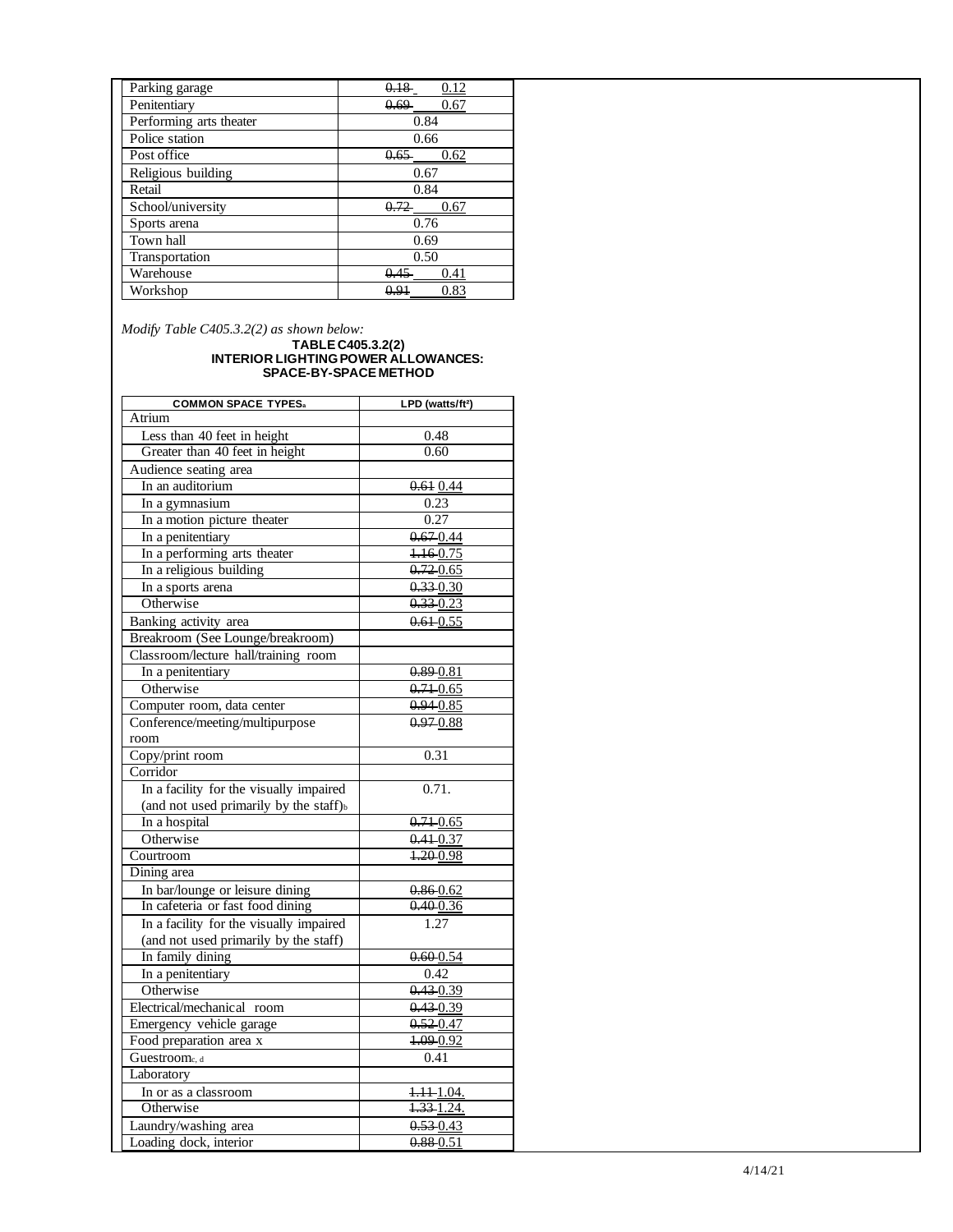| | |
|---|---|
| Parking garage | ~~0.18~~ 0.12 |
| Penitentiary | ~~0.69~~ 0.67 |
| Performing arts theater | 0.84 |
| Police station | 0.66 |
| Post office | ~~0.65~~ 0.62 |
| Religious building | 0.67 |
| Retail | 0.84 |
| School/university | ~~0.72~~ 0.67 |
| Sports arena | 0.76 |
| Town hall | 0.69 |
| Transportation | 0.50 |
| Warehouse | ~~0.45~~ 0.41 |
| Workshop | ~~0.91~~ 0.83 |

*Modify Table C405.3.2(2) as shown below:*

**TABLE C405.3.2(2)**
**INTERIOR LIGHTING POWER ALLOWANCES: SPACE-BY-SPACE METHOD**

| COMMON SPACE TYPES[a] | LPD (watts/ft²) |
|---|---|
| Atrium | |
| Less than 40 feet in height | 0.48 |
| Greater than 40 feet in height | 0.60 |
| Audience seating area | |
| In an auditorium | ~~0.61~~ 0.44 |
| In a gymnasium | 0.23 |
| In a motion picture theater | 0.27 |
| In a penitentiary | ~~0.67~~ 0.44 |
| In a performing arts theater | ~~1.16~~ 0.75 |
| In a religious building | ~~0.72~~ 0.65 |
| In a sports arena | ~~0.33~~ 0.30 |
| Otherwise | ~~0.33~~ 0.23 |
| Banking activity area | ~~0.61~~ 0.55 |
| Breakroom (See Lounge/breakroom) | |
| Classroom/lecture hall/training room | |
| In a penitentiary | ~~0.89~~ 0.81 |
| Otherwise | ~~0.71~~ 0.65 |
| Computer room, data center | ~~0.94~~ 0.85 |
| Conference/meeting/multipurpose room | ~~0.97~~ 0.88 |
| Copy/print room | 0.31 |
| Corridor | |
| In a facility for the visually impaired (and not used primarily by the staff)[b] | 0.71. |
| In a hospital | ~~0.71~~ 0.65 |
| Otherwise | ~~0.41~~ 0.37 |
| Courtroom | ~~1.20~~ 0.98 |
| Dining area | |
| In bar/lounge or leisure dining | ~~0.86~~ 0.62 |
| In cafeteria or fast food dining | ~~0.40~~ 0.36 |
| In a facility for the visually impaired (and not used primarily by the staff) | 1.27 |
| In family dining | ~~0.60~~ 0.54 |
| In a penitentiary | 0.42 |
| Otherwise | ~~0.43~~ 0.39 |
| Electrical/mechanical room | ~~0.43~~ 0.39 |
| Emergency vehicle garage | ~~0.52~~ 0.47 |
| Food preparation area x | ~~1.09~~ 0.92 |
| Guestroom[c, d] | 0.41 |
| Laboratory | |
| In or as a classroom | ~~1.11~~ 1.04. |
| Otherwise | ~~1.33~~ 1.24. |
| Laundry/washing area | ~~0.53~~ 0.43 |
| Loading dock, interior | ~~0.88~~ 0.51 |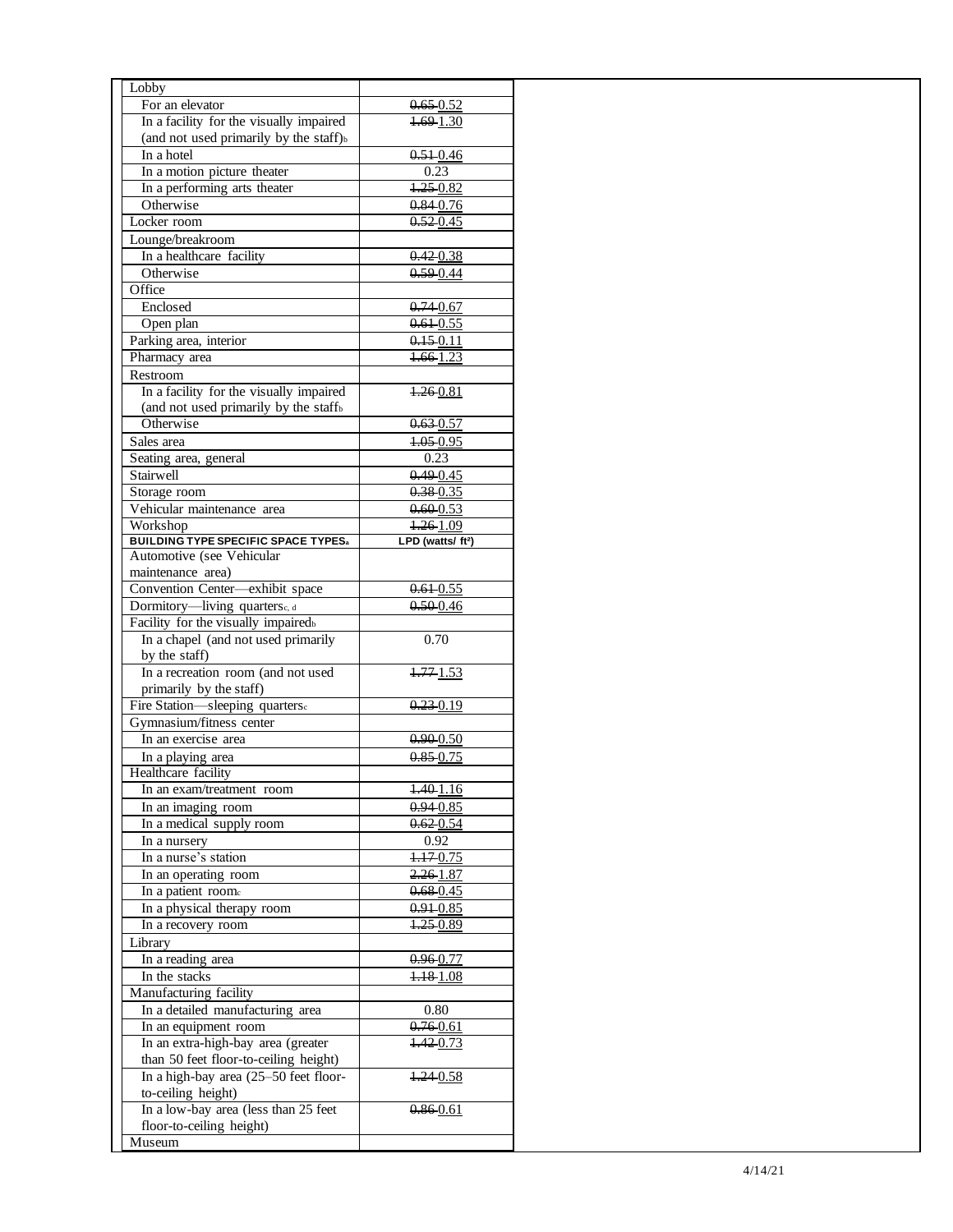| Lobby | |
|---|---|
| For an elevator | ~~0.65~~ 0.52 |
| In a facility for the visually impaired (and not used primarily by the staff)[b] | ~~1.69~~ 1.30 |
| In a hotel | ~~0.51~~ 0.46 |
| In a motion picture theater | 0.23 |
| In a performing arts theater | ~~1.25~~ 0.82 |
| Otherwise | ~~0.84~~ 0.76 |
| Locker room | ~~0.52~~ 0.45 |
| Lounge/breakroom | |
| In a healthcare facility | ~~0.42~~ 0.38 |
| Otherwise | ~~0.59~~ 0.44 |
| Office | |
| Enclosed | ~~0.74~~ 0.67 |
| Open plan | ~~0.61~~ 0.55 |
| Parking area, interior | ~~0.15~~ 0.11 |
| Pharmacy area | ~~1.66~~ 1.23 |
| Restroom | |
| In a facility for the visually impaired (and not used primarily by the staff[b] | ~~1.26~~ 0.81 |
| Otherwise | ~~0.63~~ 0.57 |
| Sales area | ~~1.05~~ 0.95 |
| Seating area, general | 0.23 |
| Stairwell | ~~0.49~~ 0.45 |
| Storage room | ~~0.38~~ 0.35 |
| Vehicular maintenance area | ~~0.60~~ 0.53 |
| Workshop | ~~1.26~~ 1.09 |
| **BUILDING TYPE SPECIFIC SPACE TYPES[a]** | **LPD (watts/ ft²)** |
| Automotive (see Vehicular maintenance area) | |
| Convention Center—exhibit space | ~~0.61~~ 0.55 |
| Dormitory—living quarters[c, d] | ~~0.50~~ 0.46 |
| Facility for the visually impaired[b] | |
| In a chapel (and not used primarily by the staff) | 0.70 |
| In a recreation room (and not used primarily by the staff) | ~~1.77~~ 1.53 |
| Fire Station—sleeping quarters[c] | ~~0.23~~ 0.19 |
| Gymnasium/fitness center | |
| In an exercise area | ~~0.90~~ 0.50 |
| In a playing area | ~~0.85~~ 0.75 |
| Healthcare facility | |
| In an exam/treatment room | ~~1.40~~ 1.16 |
| In an imaging room | ~~0.94~~ 0.85 |
| In a medical supply room | ~~0.62~~ 0.54 |
| In a nursery | 0.92 |
| In a nurse's station | ~~1.17~~ 0.75 |
| In an operating room | ~~2.26~~ 1.87 |
| In a patient room[c] | ~~0.68~~ 0.45 |
| In a physical therapy room | ~~0.91~~ 0.85 |
| In a recovery room | ~~1.25~~ 0.89 |
| Library | |
| In a reading area | ~~0.96~~ 0.77 |
| In the stacks | ~~1.18~~ 1.08 |
| Manufacturing facility | |
| In a detailed manufacturing area | 0.80 |
| In an equipment room | ~~0.76~~ 0.61 |
| In an extra-high-bay area (greater than 50 feet floor-to-ceiling height) | ~~1.42~~ 0.73 |
| In a high-bay area (25–50 feet floor-to-ceiling height) | ~~1.24~~ 0.58 |
| In a low-bay area (less than 25 feet floor-to-ceiling height) | ~~0.86~~ 0.61 |
| Museum | |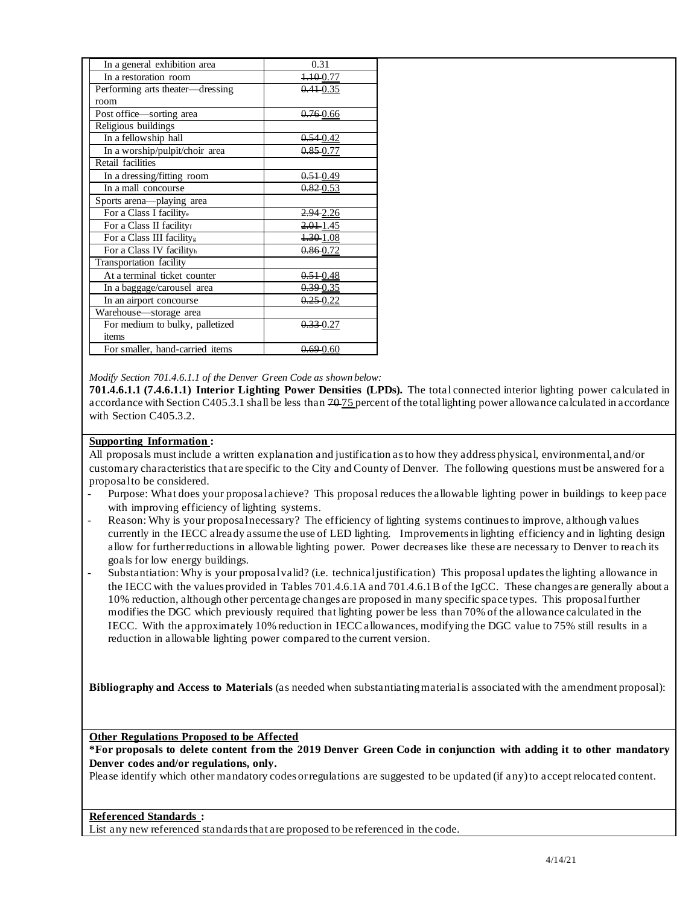| | |
|---|---|
| In a general exhibition area | 0.31 |
| In a restoration room | ~~1.10~~ 0.77 |
| Performing arts theater—dressing room | ~~0.41~~ 0.35 |
| Post office—sorting area | ~~0.76~~ 0.66 |
| Religious buildings | |
| In a fellowship hall | ~~0.54~~ 0.42 |
| In a worship/pulpit/choir area | ~~0.85~~ 0.77 |
| Retail facilities | |
| In a dressing/fitting room | ~~0.51~~ 0.49 |
| In a mall concourse | ~~0.82~~ 0.53 |
| Sports arena—playing area | |
| For a Class I facility[e] | ~~2.94~~ 2.26 |
| For a Class II facility[f] | ~~2.01~~ 1.45 |
| For a Class III facility[g] | ~~1.30~~ 1.08 |
| For a Class IV facility[h] | ~~0.86~~ 0.72 |
| Transportation facility | |
| At a terminal ticket counter | ~~0.51~~ 0.48 |
| In a baggage/carousel area | ~~0.39~~ 0.35 |
| In an airport concourse | ~~0.25~~ 0.22 |
| Warehouse—storage area | |
| For medium to bulky, palletized items | ~~0.33~~ 0.27 |
| For smaller, hand-carried items | ~~0.69~~ 0.60 |

*Modify Section 701.4.6.1.1 of the Denver Green Code as shown below:*

**701.4.6.1.1 (7.4.6.1.1) Interior Lighting Power Densities (LPDs).** The total connected interior lighting power calculated in accordance with Section C405.3.1 shall be less than ~~70~~ 75 percent of the total lighting power allowance calculated in accordance with Section C405.3.2.

**Supporting Information :**

All proposals must include a written explanation and justification as to how they address physical, environmental, and/or customary characteristics that are specific to the City and County of Denver. The following questions must be answered for a proposal to be considered.

- Purpose: What does your proposal achieve? This proposal reduces the allowable lighting power in buildings to keep pace with improving efficiency of lighting systems.
- Reason: Why is your proposal necessary? The efficiency of lighting systems continues to improve, although values currently in the IECC already assume the use of LED lighting. Improvements in lighting efficiency and in lighting design allow for further reductions in allowable lighting power. Power decreases like these are necessary to Denver to reach its goals for low energy buildings.
- Substantiation: Why is your proposal valid? (i.e. technical justification) This proposal updates the lighting allowance in the IECC with the values provided in Tables 701.4.6.1A and 701.4.6.1B of the IgCC. These changes are generally about a 10% reduction, although other percentage changes are proposed in many specific space types. This proposal further modifies the DGC which previously required that lighting power be less than 70% of the allowance calculated in the IECC. With the approximately 10% reduction in IECC allowances, modifying the DGC value to 75% still results in a reduction in allowable lighting power compared to the current version.

**Bibliography and Access to Materials** (as needed when substantiating material is associated with the amendment proposal):

**Other Regulations Proposed to be Affected**

**\*For proposals to delete content from the 2019 Denver Green Code in conjunction with adding it to other mandatory Denver codes and/or regulations, only.**

Please identify which other mandatory codes or regulations are suggested to be updated (if any) to accept relocated content.

**Referenced Standards :**

List any new referenced standards that are proposed to be referenced in the code.

4/14/21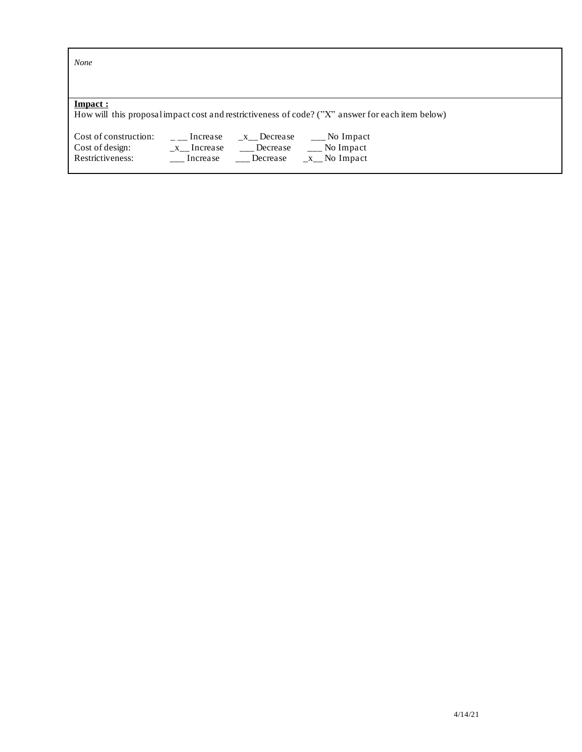*None*

**Impact :**

How will this proposal impact cost and restrictiveness of code? ("X" answer for each item below)

Cost of construction: _ __ Increase _x__ Decrease ___ No Impact
Cost of design: _x__ Increase ___ Decrease ___ No Impact
Restrictiveness: ___ Increase ___ Decrease _x__ No Impact

4/14/21